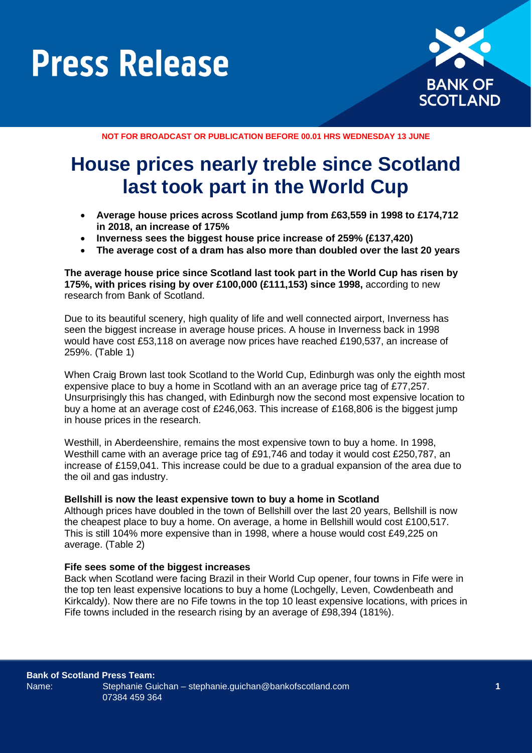# Press Release

**NOT FOR BROADCAST OR PUBLICATION BEFORE 00.01 HRS WEDNESDAY 13 JUNE**

# House prices nearly treble since Scotland last took part in the World Cup

- **Average house prices across Scotland jump from £63,559 in 1998 to £174,712 in 2018, an increase of 175%**
- **Inverness sees the biggest house price increase of 259% (£137,420)**
- **The average cost of a dram has also more than doubled over the last 20 years**

**The average house price since Scotland last took part in the World Cup has risen by 175%, with prices rising by over £100,000 (£111,153) since 1998,** according to new research from Bank of Scotland.

Due to its beautiful scenery, high quality of life and well connected airport, Inverness has seen the biggest increase in average house prices. A house in Inverness back in 1998 would have cost £53,118 on average now prices have reached £190,537, an increase of 259%. (Table 1)

When Craig Brown last took Scotland to the World Cup, Edinburgh was only the eighth most expensive place to buy a home in Scotland with an an average price tag of £77,257. Unsurprisingly this has changed, with Edinburgh now the second most expensive location to buy a home at an average cost of £246,063. This increase of £168,806 is the biggest jump in house prices in the research.

Westhill, in Aberdeenshire, remains the most expensive town to buy a home. In 1998, Westhill came with an average price tag of £91,746 and today it would cost £250,787, an increase of £159,041. This increase could be due to a gradual expansion of the area due to the oil and gas industry.

**Bellshill is now the least expensive town to buy a home in Scotland**

Although prices have doubled in the town of Bellshill over the last 20 years, Bellshill is now the cheapest place to buy a home. On average, a home in Bellshill would cost £100,517. This is still 104% more expensive than in 1998, where a house would cost £49,225 on average. (Table 2)

**Fife sees some of the biggest increases**

Back when Scotland were facing Brazil in their World Cup opener, four towns in Fife were in the top ten least expensive locations to buy a home (Lochgelly, Leven, Cowdenbeath and Kirkcaldy). Now there are no Fife towns in the top 10 least expensive locations, with prices in Fife towns included in the research rising by an average of £98,394 (181%).

**Bank of Scotland Press Team:**

Name: Stephanie Guichan – stephanie.guichan@bankofscotland.com 07384 459 364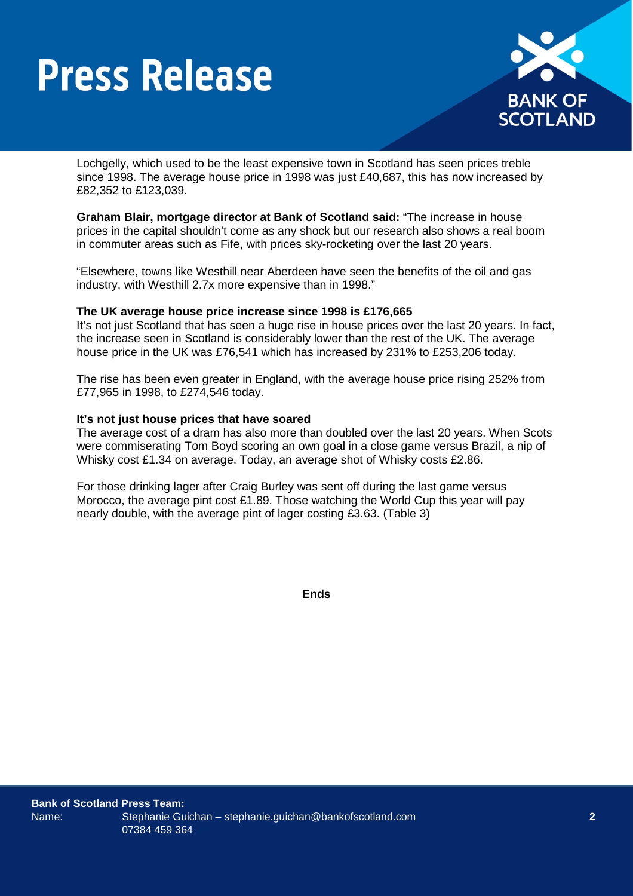Lochgelly, which used to be the least expensive town in Scotland has seen prices treble since 1998. The average house price in 1998 was just £40,687, this has now increased by £82,352 to £123,039.

**Graham Blair, mortgage director at Bank of Scotland said:** "The increase in house prices in the capital shouldn't come as any shock but our research also shows a real boom in commuter areas such as Fife, with prices sky-rocketing over the last 20 years.

"Elsewhere, towns like Westhill near Aberdeen have seen the benefits of the oil and gas industry, with Westhill 2.7x more expensive than in 1998."

**The UK average house price increase since 1998 is £176,665**

It's not just Scotland that has seen a huge rise in house prices over the last 20 years. In fact, the increase seen in Scotland is considerably lower than the rest of the UK. The average house price in the UK was £76,541 which has increased by 231% to £253,206 today.

The rise has been even greater in England, with the average house price rising 252% from £77,965 in 1998, to £274,546 today.

**It's not just house prices that have soared**

The average cost of a dram has also more than doubled over the last 20 years. When Scots were commiserating Tom Boyd scoring an own goal in a close game versus Brazil, a nip of Whisky cost £1.34 on average. Today, an average shot of Whisky costs £2.86.

For those drinking lager after Craig Burley was sent off during the last game versus Morocco, the average pint cost £1.89. Those watching the World Cup this year will pay nearly double, with the average pint of lager costing £3.63. (Table 3)

**Ends**

**Bank of Scotland Press Team:**
Name: Stephanie Guichan – stephanie.guichan@bankofscotland.com
07384 459 364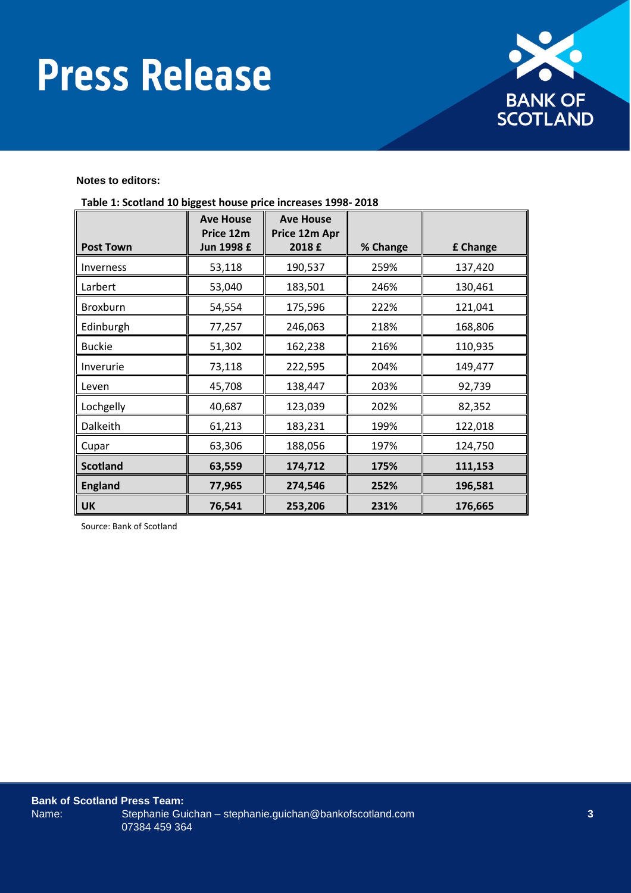**Notes to editors:**

**Table 1: Scotland 10 biggest house price increases 1998- 2018**

| Post Town | Ave House Price 12m Jun 1998 £ | Ave House Price 12m Apr 2018 £ | % Change | £ Change |
|---|---|---|---|---|
| Inverness | 53,118 | 190,537 | 259% | 137,420 |
| Larbert | 53,040 | 183,501 | 246% | 130,461 |
| Broxburn | 54,554 | 175,596 | 222% | 121,041 |
| Edinburgh | 77,257 | 246,063 | 218% | 168,806 |
| Buckie | 51,302 | 162,238 | 216% | 110,935 |
| Inverurie | 73,118 | 222,595 | 204% | 149,477 |
| Leven | 45,708 | 138,447 | 203% | 92,739 |
| Lochgelly | 40,687 | 123,039 | 202% | 82,352 |
| Dalkeith | 61,213 | 183,231 | 199% | 122,018 |
| Cupar | 63,306 | 188,056 | 197% | 124,750 |
| **Scotland** | **63,559** | **174,712** | **175%** | **111,153** |
| **England** | **77,965** | **274,546** | **252%** | **196,581** |
| **UK** | **76,541** | **253,206** | **231%** | **176,665** |

Source: Bank of Scotland

**Bank of Scotland Press Team:**
Name: Stephanie Guichan – stephanie.guichan@bankofscotland.com
07384 459 364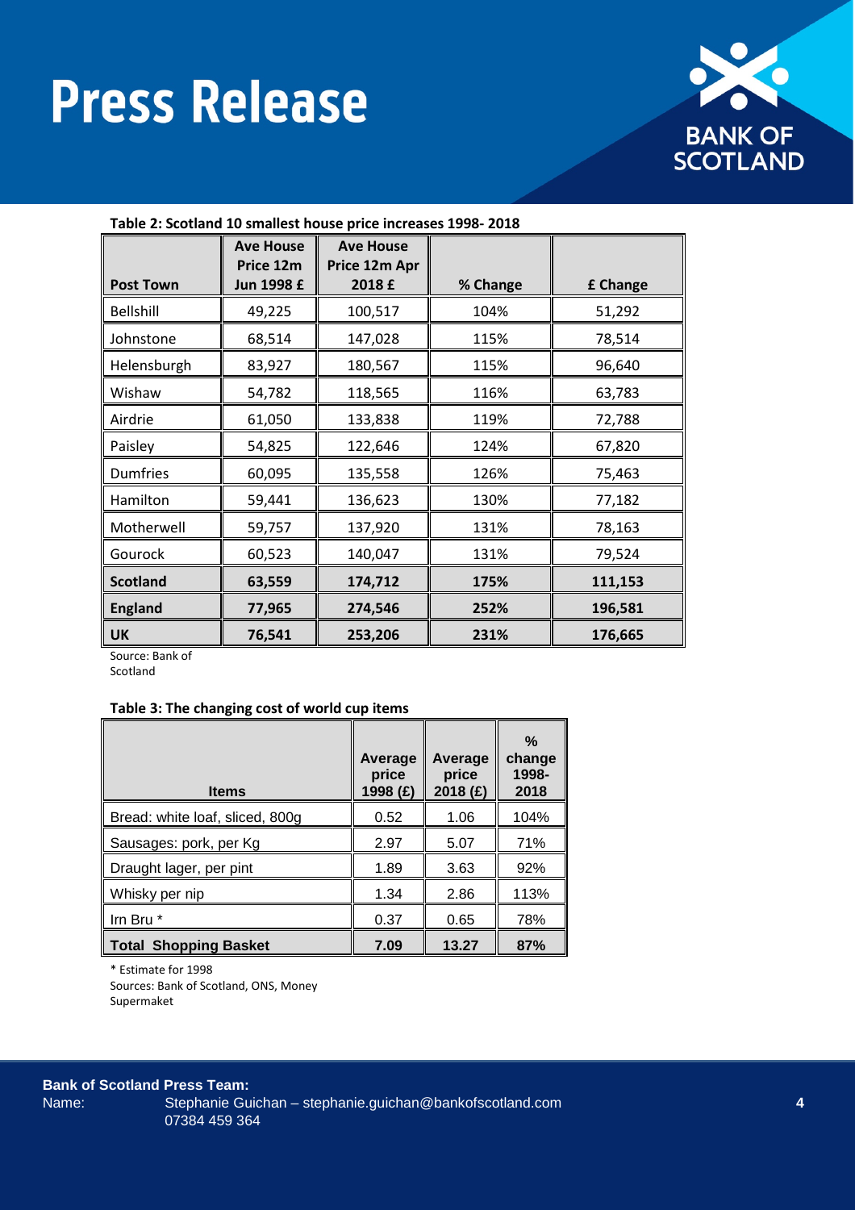**Table 2: Scotland 10 smallest house price increases 1998- 2018**

| Post Town | Ave House Price 12m Jun 1998 £ | Ave House Price 12m Apr 2018 £ | % Change | £ Change |
|---|---|---|---|---|
| Bellshill | 49,225 | 100,517 | 104% | 51,292 |
| Johnstone | 68,514 | 147,028 | 115% | 78,514 |
| Helensburgh | 83,927 | 180,567 | 115% | 96,640 |
| Wishaw | 54,782 | 118,565 | 116% | 63,783 |
| Airdrie | 61,050 | 133,838 | 119% | 72,788 |
| Paisley | 54,825 | 122,646 | 124% | 67,820 |
| Dumfries | 60,095 | 135,558 | 126% | 75,463 |
| Hamilton | 59,441 | 136,623 | 130% | 77,182 |
| Motherwell | 59,757 | 137,920 | 131% | 78,163 |
| Gourock | 60,523 | 140,047 | 131% | 79,524 |
| **Scotland** | **63,559** | **174,712** | **175%** | **111,153** |
| **England** | **77,965** | **274,546** | **252%** | **196,581** |
| **UK** | **76,541** | **253,206** | **231%** | **176,665** |

Source: Bank of Scotland

**Table 3: The changing cost of world cup items**

| Items | Average price 1998 (£) | Average price 2018 (£) | % change 1998-2018 |
|---|---|---|---|
| Bread: white loaf, sliced, 800g | 0.52 | 1.06 | 104% |
| Sausages: pork, per Kg | 2.97 | 5.07 | 71% |
| Draught lager, per pint | 1.89 | 3.63 | 92% |
| Whisky per nip | 1.34 | 2.86 | 113% |
| Irn Bru * | 0.37 | 0.65 | 78% |
| **Total Shopping Basket** | **7.09** | **13.27** | **87%** |

\* Estimate for 1998

Sources: Bank of Scotland, ONS, Money Supermaket

**Bank of Scotland Press Team:**

Name: Stephanie Guichan – stephanie.guichan@bankofscotland.com
07384 459 364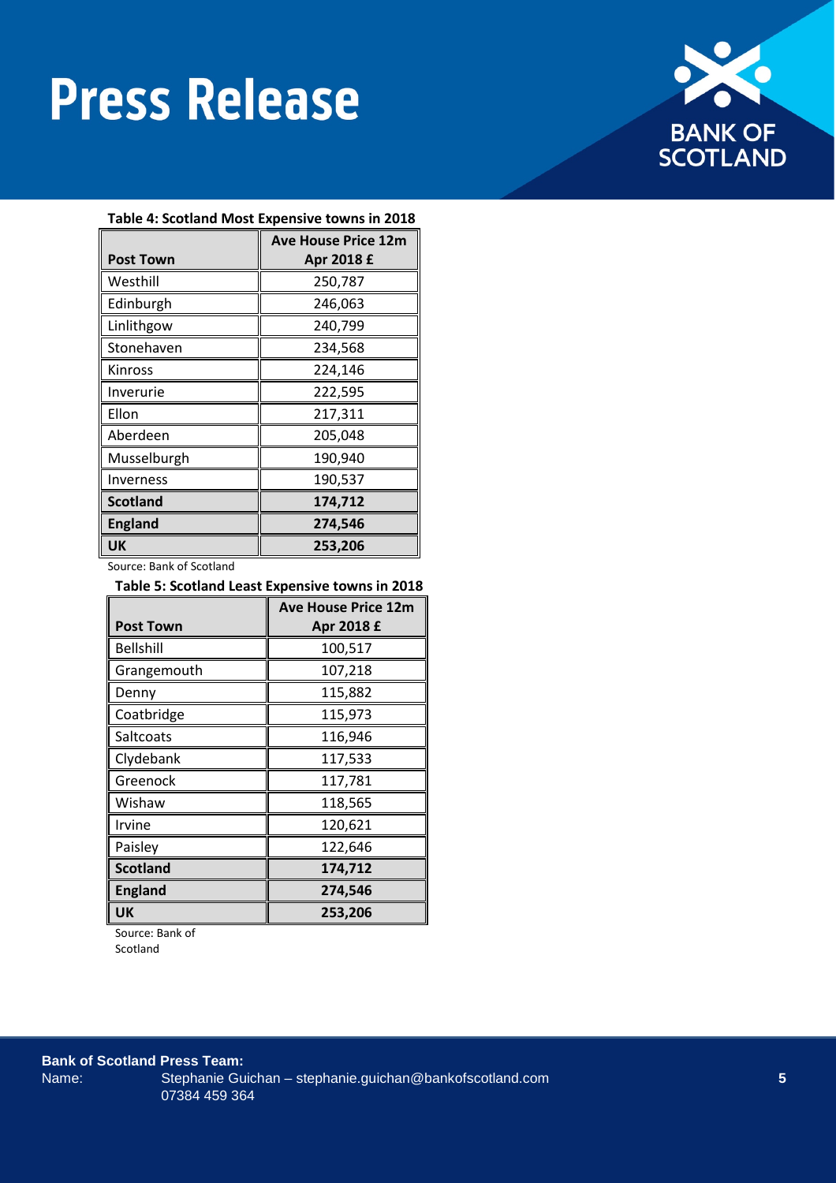**Table 4: Scotland Most Expensive towns in 2018**

| Post Town | Ave House Price 12m Apr 2018 £ |
|---|---|
| Westhill | 250,787 |
| Edinburgh | 246,063 |
| Linlithgow | 240,799 |
| Stonehaven | 234,568 |
| Kinross | 224,146 |
| Inverurie | 222,595 |
| Ellon | 217,311 |
| Aberdeen | 205,048 |
| Musselburgh | 190,940 |
| Inverness | 190,537 |
| **Scotland** | **174,712** |
| **England** | **274,546** |
| **UK** | **253,206** |

Source: Bank of Scotland

**Table 5: Scotland Least Expensive towns in 2018**

| Post Town | Ave House Price 12m Apr 2018 £ |
|---|---|
| Bellshill | 100,517 |
| Grangemouth | 107,218 |
| Denny | 115,882 |
| Coatbridge | 115,973 |
| Saltcoats | 116,946 |
| Clydebank | 117,533 |
| Greenock | 117,781 |
| Wishaw | 118,565 |
| Irvine | 120,621 |
| Paisley | 122,646 |
| **Scotland** | **174,712** |
| **England** | **274,546** |
| **UK** | **253,206** |

Source: Bank of Scotland

**Bank of Scotland Press Team:**
Name: Stephanie Guichan – stephanie.guichan@bankofscotland.com
07384 459 364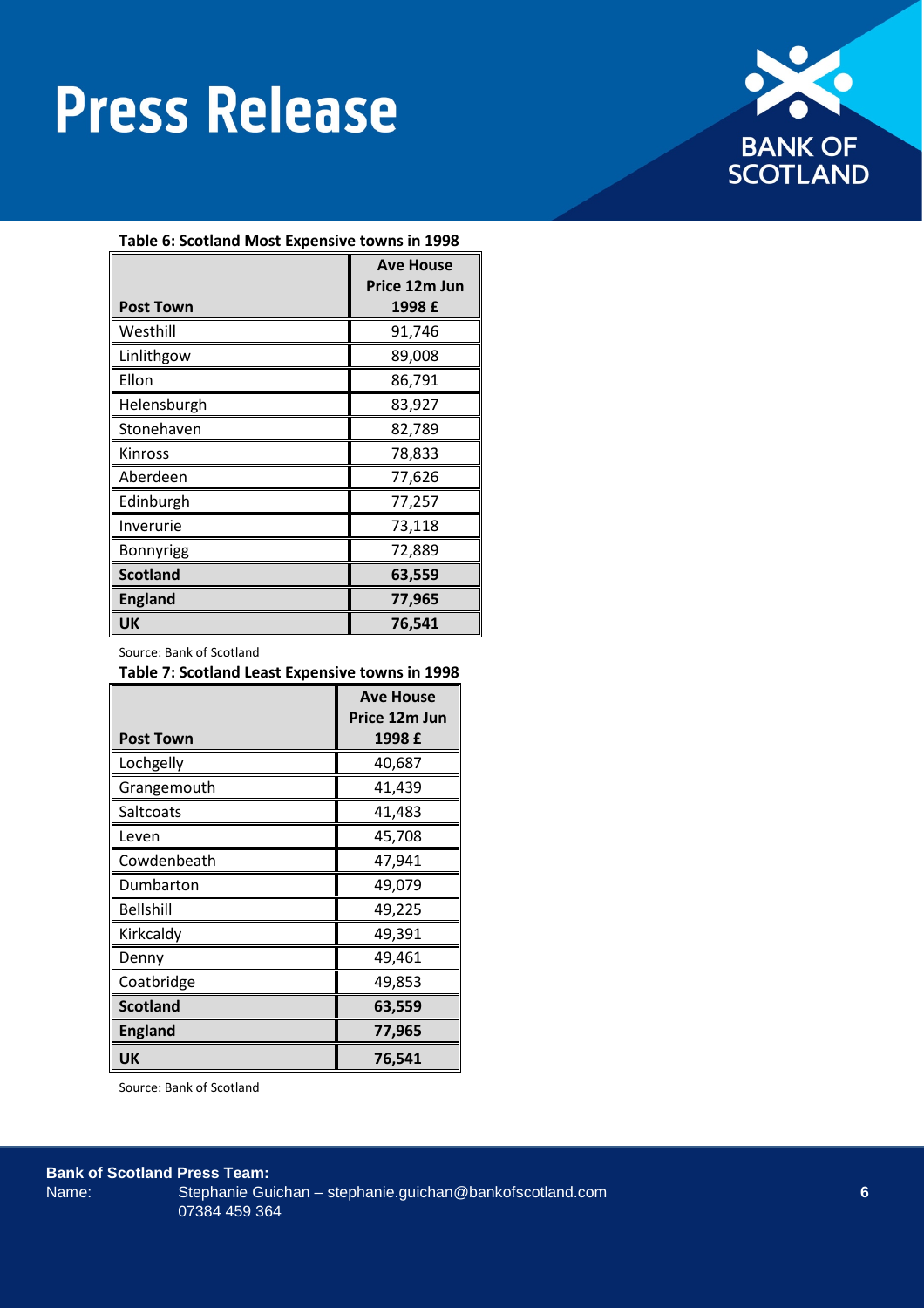**Table 6: Scotland Most Expensive towns in 1998**

| Post Town | Ave House Price 12m Jun 1998 £ |
|---|---|
| Westhill | 91,746 |
| Linlithgow | 89,008 |
| Ellon | 86,791 |
| Helensburgh | 83,927 |
| Stonehaven | 82,789 |
| Kinross | 78,833 |
| Aberdeen | 77,626 |
| Edinburgh | 77,257 |
| Inverurie | 73,118 |
| Bonnyrigg | 72,889 |
| **Scotland** | **63,559** |
| **England** | **77,965** |
| **UK** | **76,541** |

Source: Bank of Scotland

**Table 7: Scotland Least Expensive towns in 1998**

| Post Town | Ave House Price 12m Jun 1998 £ |
|---|---|
| Lochgelly | 40,687 |
| Grangemouth | 41,439 |
| Saltcoats | 41,483 |
| Leven | 45,708 |
| Cowdenbeath | 47,941 |
| Dumbarton | 49,079 |
| Bellshill | 49,225 |
| Kirkcaldy | 49,391 |
| Denny | 49,461 |
| Coatbridge | 49,853 |
| **Scotland** | **63,559** |
| **England** | **77,965** |
| **UK** | **76,541** |

Source: Bank of Scotland

**Bank of Scotland Press Team:**
Name: Stephanie Guichan – stephanie.guichan@bankofscotland.com
07384 459 364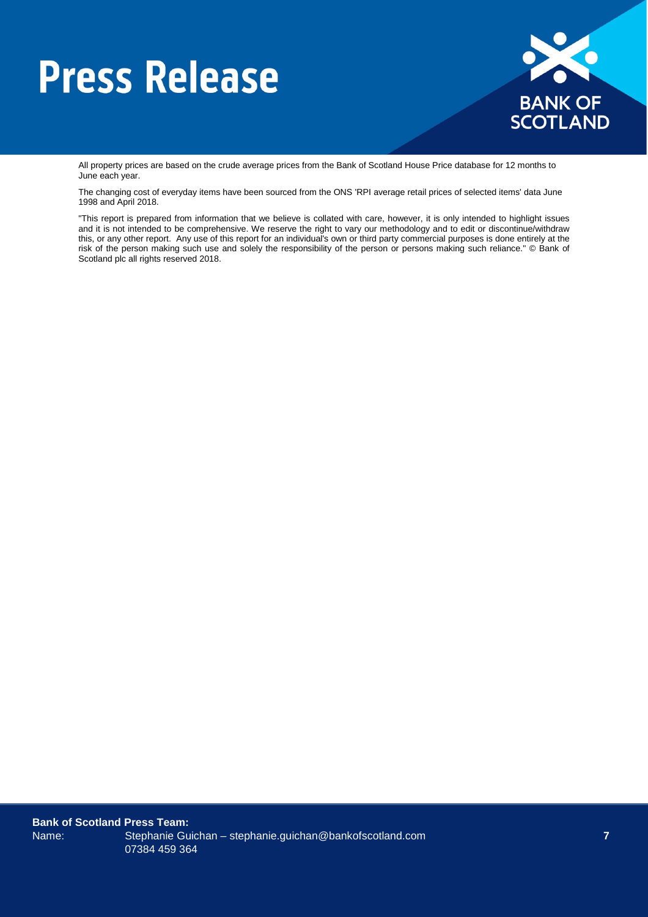All property prices are based on the crude average prices from the Bank of Scotland House Price database for 12 months to June each year.

The changing cost of everyday items have been sourced from the ONS 'RPI average retail prices of selected items' data June 1998 and April 2018.

"This report is prepared from information that we believe is collated with care, however, it is only intended to highlight issues and it is not intended to be comprehensive. We reserve the right to vary our methodology and to edit or discontinue/withdraw this, or any other report. Any use of this report for an individual's own or third party commercial purposes is done entirely at the risk of the person making such use and solely the responsibility of the person or persons making such reliance." © Bank of Scotland plc all rights reserved 2018.

**Bank of Scotland Press Team:**

Name: Stephanie Guichan – stephanie.guichan@bankofscotland.com
07384 459 364